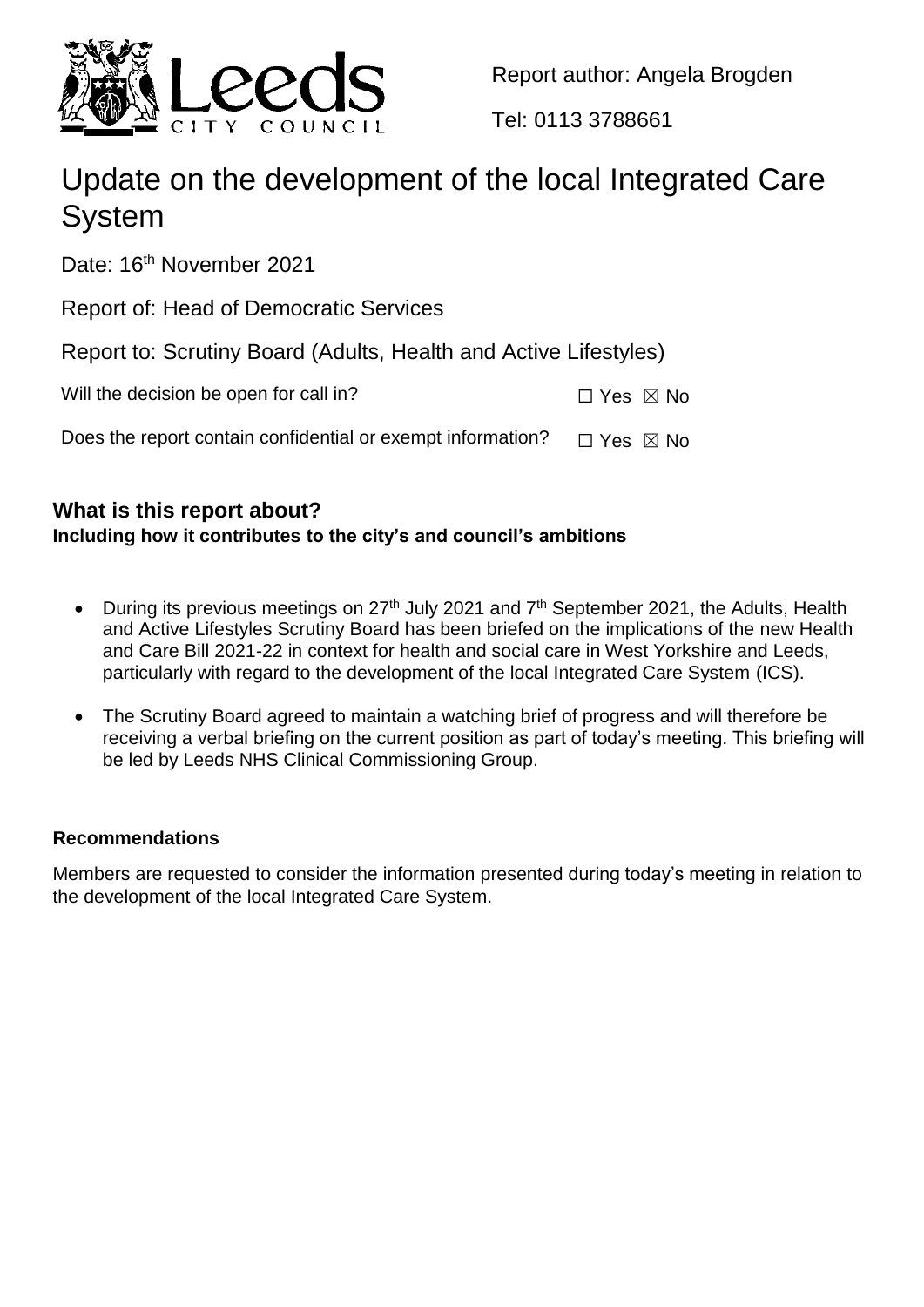Report author: Angela Brogden

Tel: 0113 3788661

# Update on the development of the local Integrated Care System

Date: 16th November 2021

Report of: Head of Democratic Services

Report to: Scrutiny Board (Adults, Health and Active Lifestyles)

Will the decision be open for call in? ☐ Yes ☒ No

Does the report contain confidential or exempt information? ☐ Yes ☒ No

## What is this report about?

**Including how it contributes to the city's and council's ambitions**

- During its previous meetings on 27th July 2021 and 7th September 2021, the Adults, Health and Active Lifestyles Scrutiny Board has been briefed on the implications of the new Health and Care Bill 2021-22 in context for health and social care in West Yorkshire and Leeds, particularly with regard to the development of the local Integrated Care System (ICS).
- The Scrutiny Board agreed to maintain a watching brief of progress and will therefore be receiving a verbal briefing on the current position as part of today's meeting. This briefing will be led by Leeds NHS Clinical Commissioning Group.

**Recommendations**

Members are requested to consider the information presented during today's meeting in relation to the development of the local Integrated Care System.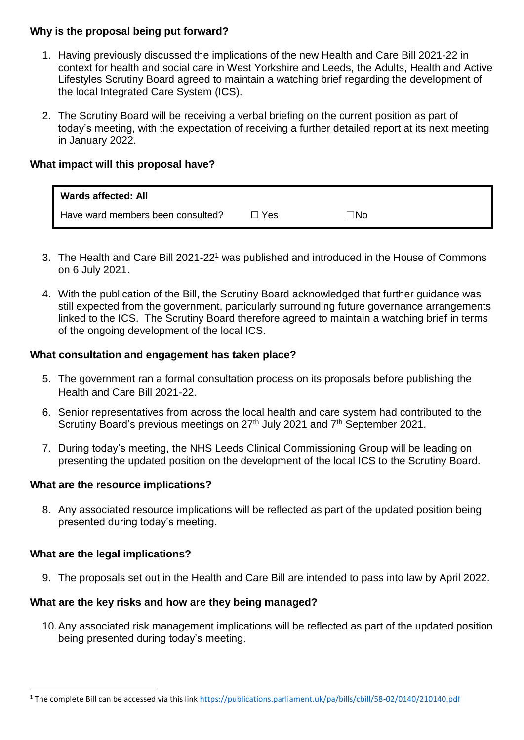**Why is the proposal being put forward?**

1. Having previously discussed the implications of the new Health and Care Bill 2021-22 in context for health and social care in West Yorkshire and Leeds, the Adults, Health and Active Lifestyles Scrutiny Board agreed to maintain a watching brief regarding the development of the local Integrated Care System (ICS).

2. The Scrutiny Board will be receiving a verbal briefing on the current position as part of today's meeting, with the expectation of receiving a further detailed report at its next meeting in January 2022.

**What impact will this proposal have?**

| **Wards affected: All** | | |
|---|---|---|
| Have ward members been consulted? | ☐ Yes | ☐No |

3. The Health and Care Bill 2021-22[1] was published and introduced in the House of Commons on 6 July 2021.

4. With the publication of the Bill, the Scrutiny Board acknowledged that further guidance was still expected from the government, particularly surrounding future governance arrangements linked to the ICS. The Scrutiny Board therefore agreed to maintain a watching brief in terms of the ongoing development of the local ICS.

**What consultation and engagement has taken place?**

5. The government ran a formal consultation process on its proposals before publishing the Health and Care Bill 2021-22.

6. Senior representatives from across the local health and care system had contributed to the Scrutiny Board's previous meetings on 27th July 2021 and 7th September 2021.

7. During today's meeting, the NHS Leeds Clinical Commissioning Group will be leading on presenting the updated position on the development of the local ICS to the Scrutiny Board.

**What are the resource implications?**

8. Any associated resource implications will be reflected as part of the updated position being presented during today's meeting.

**What are the legal implications?**

9. The proposals set out in the Health and Care Bill are intended to pass into law by April 2022.

**What are the key risks and how are they being managed?**

10. Any associated risk management implications will be reflected as part of the updated position being presented during today's meeting.

[1] The complete Bill can be accessed via this link https://publications.parliament.uk/pa/bills/cbill/58-02/0140/210140.pdf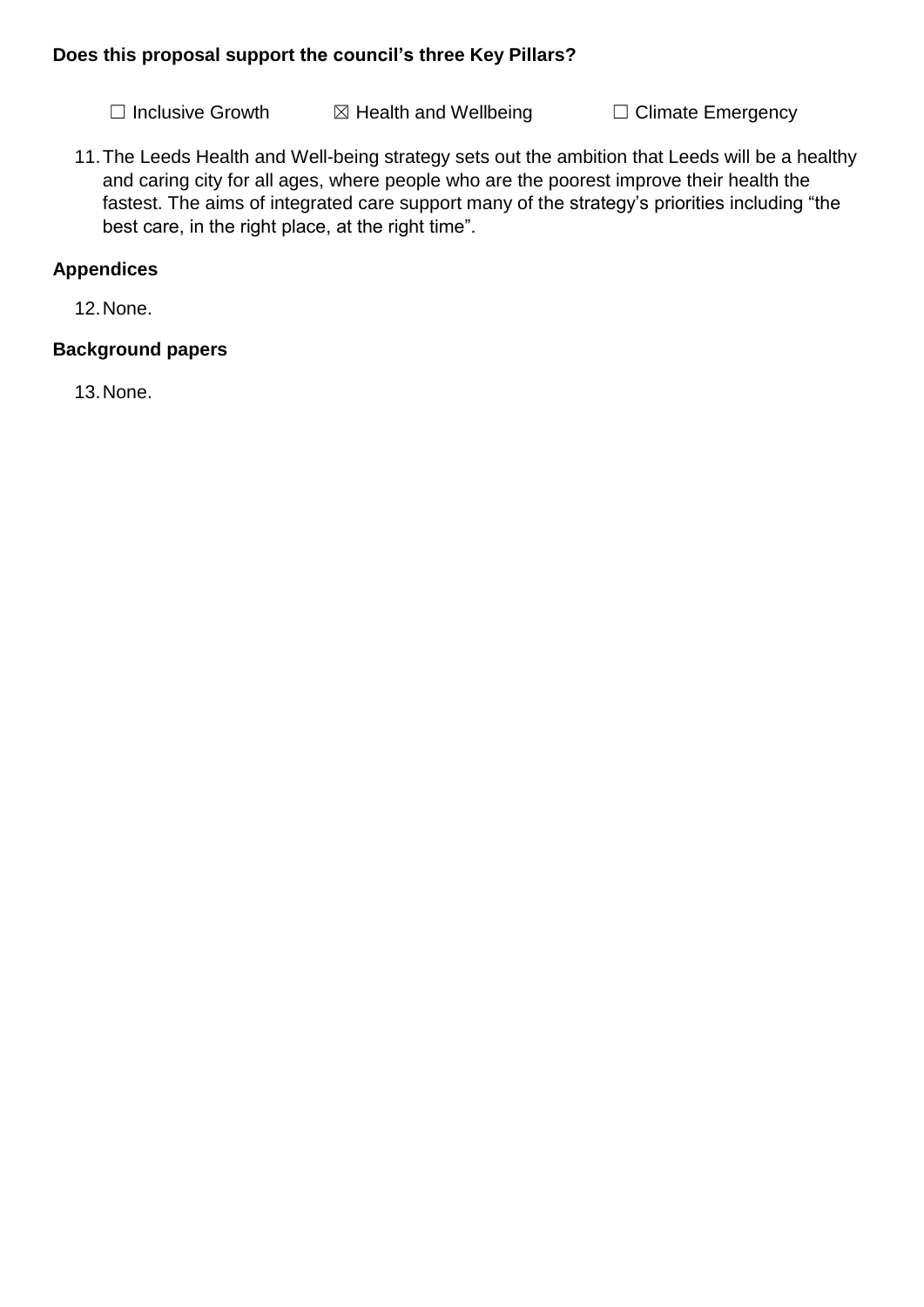**Does this proposal support the council's three Key Pillars?**

☐ Inclusive Growth ☒ Health and Wellbeing ☐ Climate Emergency

11. The Leeds Health and Well-being strategy sets out the ambition that Leeds will be a healthy and caring city for all ages, where people who are the poorest improve their health the fastest. The aims of integrated care support many of the strategy's priorities including "the best care, in the right place, at the right time".

**Appendices**

12. None.

**Background papers**

13. None.